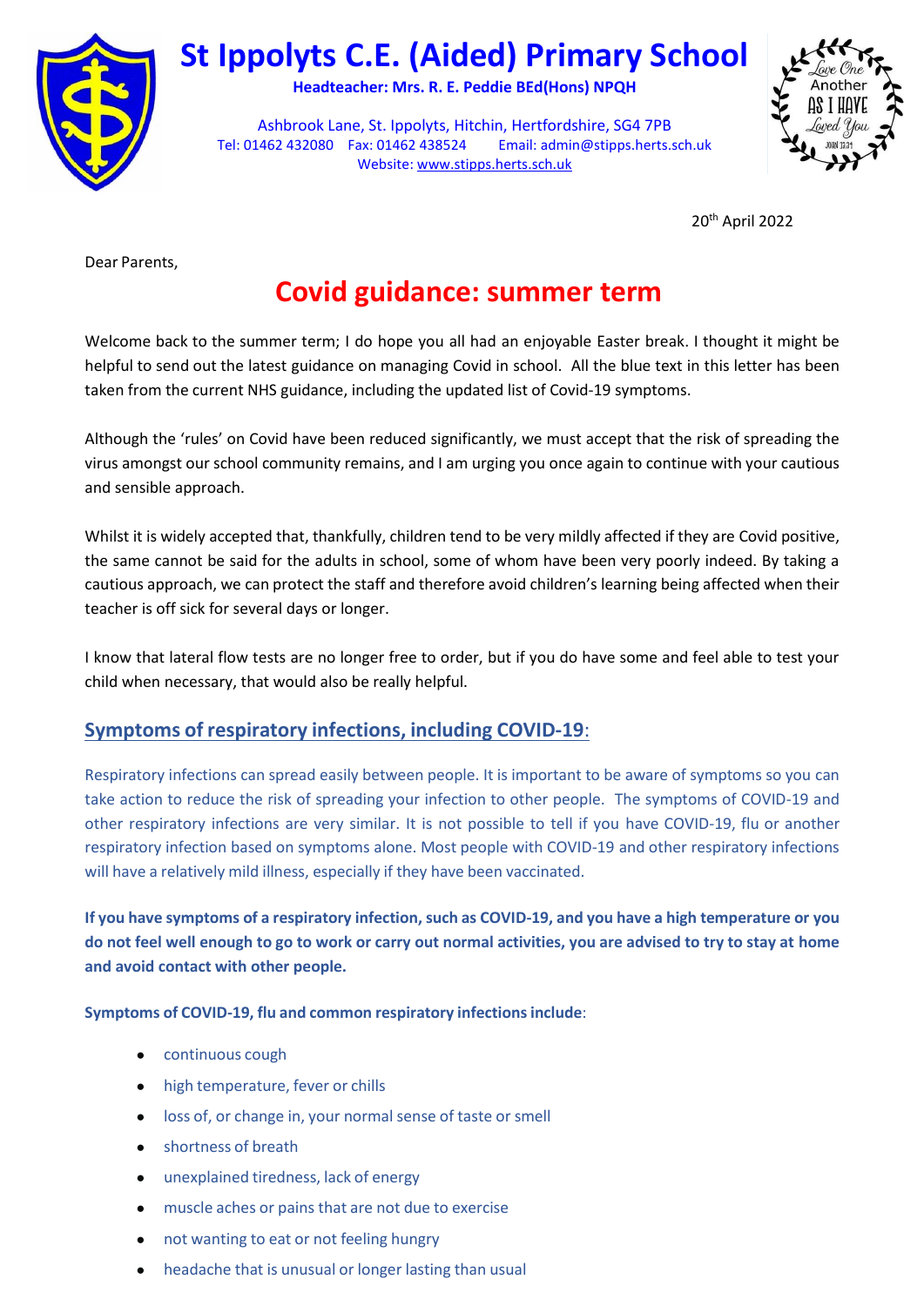# St Ippolyts C.E. (Aided) Primary School

**Headteacher: Mrs. R. E. Peddie BEd(Hons) NPQH**

Ashbrook Lane, St. Ippolyts, Hitchin, Hertfordshire, SG4 7PB
Tel: 01462 432080 Fax: 01462 438524 Email: admin@stipps.herts.sch.uk
Website: www.stipps.herts.sch.uk

20th April 2022

Dear Parents,

## Covid guidance: summer term

Welcome back to the summer term; I do hope you all had an enjoyable Easter break. I thought it might be helpful to send out the latest guidance on managing Covid in school. All the blue text in this letter has been taken from the current NHS guidance, including the updated list of Covid-19 symptoms.

Although the 'rules' on Covid have been reduced significantly, we must accept that the risk of spreading the virus amongst our school community remains, and I am urging you once again to continue with your cautious and sensible approach.

Whilst it is widely accepted that, thankfully, children tend to be very mildly affected if they are Covid positive, the same cannot be said for the adults in school, some of whom have been very poorly indeed. By taking a cautious approach, we can protect the staff and therefore avoid children's learning being affected when their teacher is off sick for several days or longer.

I know that lateral flow tests are no longer free to order, but if you do have some and feel able to test your child when necessary, that would also be really helpful.

### Symptoms of respiratory infections, including COVID-19:

Respiratory infections can spread easily between people. It is important to be aware of symptoms so you can take action to reduce the risk of spreading your infection to other people. The symptoms of COVID-19 and other respiratory infections are very similar. It is not possible to tell if you have COVID-19, flu or another respiratory infection based on symptoms alone. Most people with COVID-19 and other respiratory infections will have a relatively mild illness, especially if they have been vaccinated.

**If you have symptoms of a respiratory infection, such as COVID-19, and you have a high temperature or you do not feel well enough to go to work or carry out normal activities, you are advised to try to stay at home and avoid contact with other people.**

**Symptoms of COVID-19, flu and common respiratory infections include**:

- continuous cough
- high temperature, fever or chills
- loss of, or change in, your normal sense of taste or smell
- shortness of breath
- unexplained tiredness, lack of energy
- muscle aches or pains that are not due to exercise
- not wanting to eat or not feeling hungry
- headache that is unusual or longer lasting than usual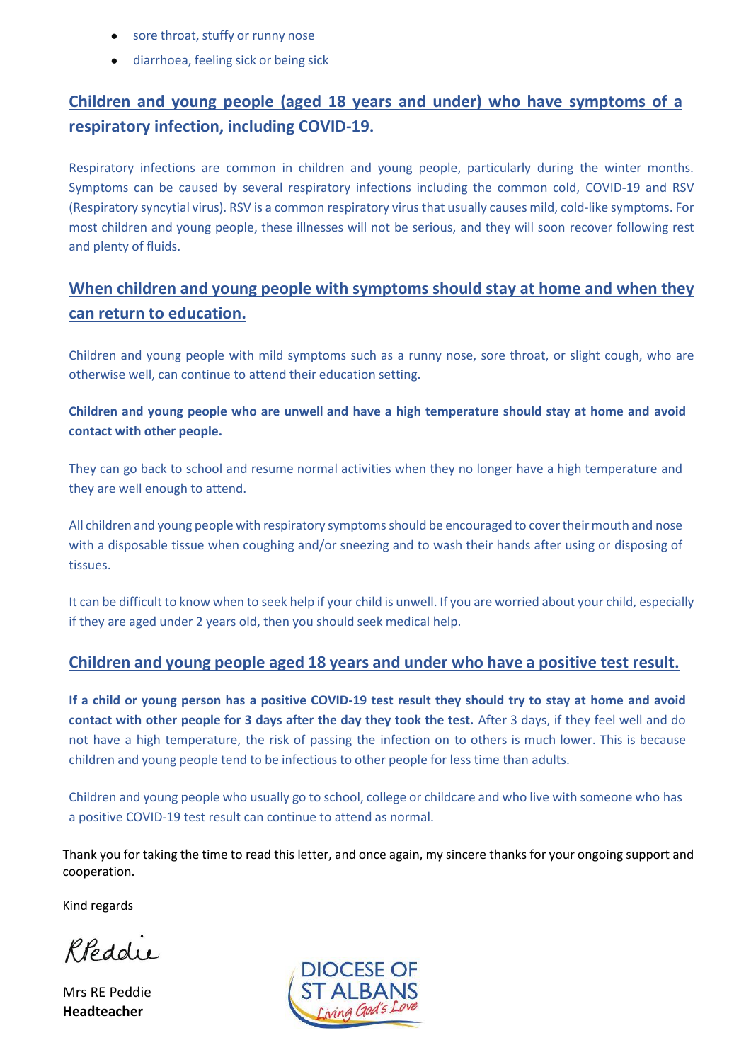- sore throat, stuffy or runny nose
- diarrhoea, feeling sick or being sick

## Children and young people (aged 18 years and under) who have symptoms of a respiratory infection, including COVID-19.

Respiratory infections are common in children and young people, particularly during the winter months. Symptoms can be caused by several respiratory infections including the common cold, COVID-19 and RSV (Respiratory syncytial virus). RSV is a common respiratory virus that usually causes mild, cold-like symptoms. For most children and young people, these illnesses will not be serious, and they will soon recover following rest and plenty of fluids.

## When children and young people with symptoms should stay at home and when they can return to education.

Children and young people with mild symptoms such as a runny nose, sore throat, or slight cough, who are otherwise well, can continue to attend their education setting.

**Children and young people who are unwell and have a high temperature should stay at home and avoid contact with other people.**

They can go back to school and resume normal activities when they no longer have a high temperature and they are well enough to attend.

All children and young people with respiratory symptoms should be encouraged to cover their mouth and nose with a disposable tissue when coughing and/or sneezing and to wash their hands after using or disposing of tissues.

It can be difficult to know when to seek help if your child is unwell. If you are worried about your child, especially if they are aged under 2 years old, then you should seek medical help.

## Children and young people aged 18 years and under who have a positive test result.

**If a child or young person has a positive COVID-19 test result they should try to stay at home and avoid contact with other people for 3 days after the day they took the test.** After 3 days, if they feel well and do not have a high temperature, the risk of passing the infection on to others is much lower. This is because children and young people tend to be infectious to other people for less time than adults.

Children and young people who usually go to school, college or childcare and who live with someone who has a positive COVID-19 test result can continue to attend as normal.

Thank you for taking the time to read this letter, and once again, my sincere thanks for your ongoing support and cooperation.

Kind regards

RPeddie

Mrs RE Peddie
**Headteacher**

DIOCESE OF ST ALBANS
Living God's Love